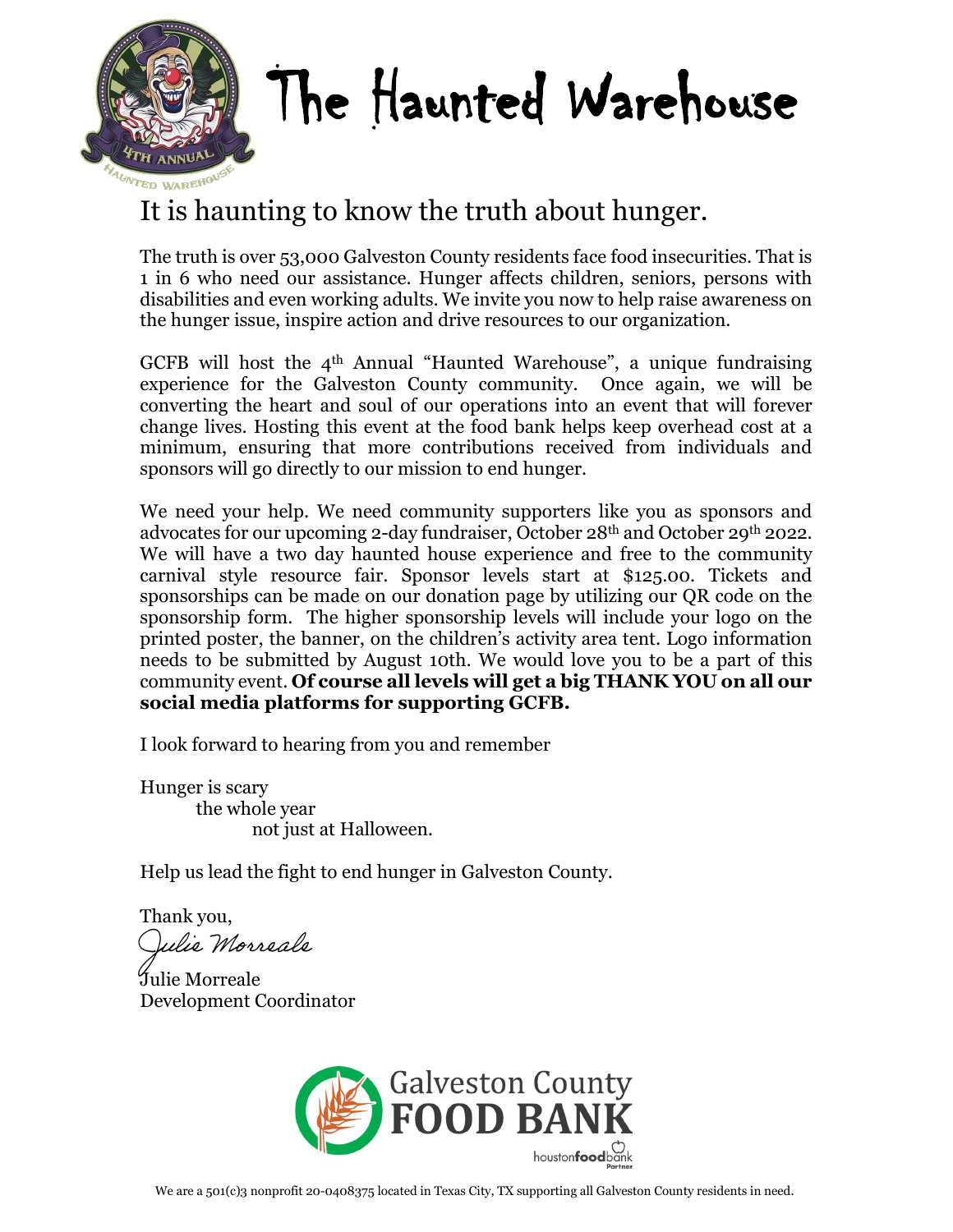# The Haunted Warehouse

## It is haunting to know the truth about hunger.

The truth is over 53,000 Galveston County residents face food insecurities. That is 1 in 6 who need our assistance. Hunger affects children, seniors, persons with disabilities and even working adults. We invite you now to help raise awareness on the hunger issue, inspire action and drive resources to our organization.

GCFB will host the 4th Annual "Haunted Warehouse", a unique fundraising experience for the Galveston County community. Once again, we will be converting the heart and soul of our operations into an event that will forever change lives. Hosting this event at the food bank helps keep overhead cost at a minimum, ensuring that more contributions received from individuals and sponsors will go directly to our mission to end hunger.

We need your help. We need community supporters like you as sponsors and advocates for our upcoming 2-day fundraiser, October 28th and October 29th 2022. We will have a two day haunted house experience and free to the community carnival style resource fair. Sponsor levels start at $125.00. Tickets and sponsorships can be made on our donation page by utilizing our QR code on the sponsorship form. The higher sponsorship levels will include your logo on the printed poster, the banner, on the children's activity area tent. Logo information needs to be submitted by August 10th. We would love you to be a part of this community event. **Of course all levels will get a big THANK YOU on all our social media platforms for supporting GCFB.**

I look forward to hearing from you and remember

Hunger is scary
the whole year
not just at Halloween.

Help us lead the fight to end hunger in Galveston County.

Thank you,

Julie Morreale

Julie Morreale
Development Coordinator

Galveston County FOOD BANK
houstonfoodbank Partner

We are a 501(c)3 nonprofit 20-0408375 located in Texas City, TX supporting all Galveston County residents in need.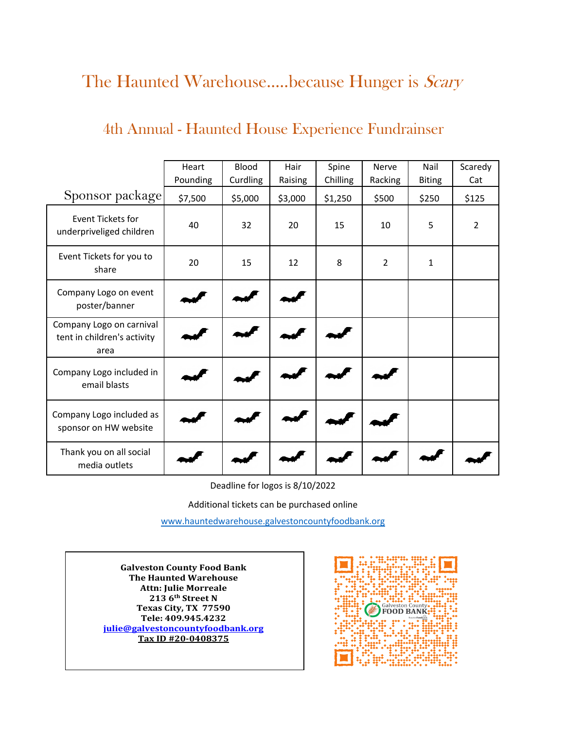# The Haunted Warehouse.....because Hunger is *Scary*

## 4th Annual - Haunted House Experience Fundraiser

| Sponsor package | Heart Pounding $7,500 | Blood Curdling $5,000 | Hair Raising $3,000 | Spine Chilling $1,250 | Nerve Racking $500 | Nail Biting $250 | Scaredy Cat $125 |
|---|---|---|---|---|---|---|---|
| Event Tickets for underpriveliged children | 40 | 32 | 20 | 15 | 10 | 5 | 2 |
| Event Tickets for you to share | 20 | 15 | 12 | 8 | 2 | 1 | |
| Company Logo on event poster/banner | 🦇 | 🦇 | 🦇 | | | | |
| Company Logo on carnival tent in children's activity area | 🦇 | 🦇 | 🦇 | 🦇 | | | |
| Company Logo included in email blasts | 🦇 | 🦇 | 🦇 | 🦇 | 🦇 | | |
| Company Logo included as sponsor on HW website | 🦇 | 🦇 | 🦇 | 🦇 | 🦇 | | |
| Thank you on all social media outlets | 🦇 | 🦇 | 🦇 | 🦇 | 🦇 | 🦇 | 🦇 |

Deadline for logos is 8/10/2022

Additional tickets can be purchased online

www.hauntedwarehouse.galvestoncountyfoodbank.org

**Galveston County Food Bank**
**The Haunted Warehouse**
**Attn: Julie Morreale**
**213 6th Street N**
**Texas City, TX 77590**
**Tele: 409.945.4232**
**julie@galvestoncountyfoodbank.org**
**Tax ID #20-0408375**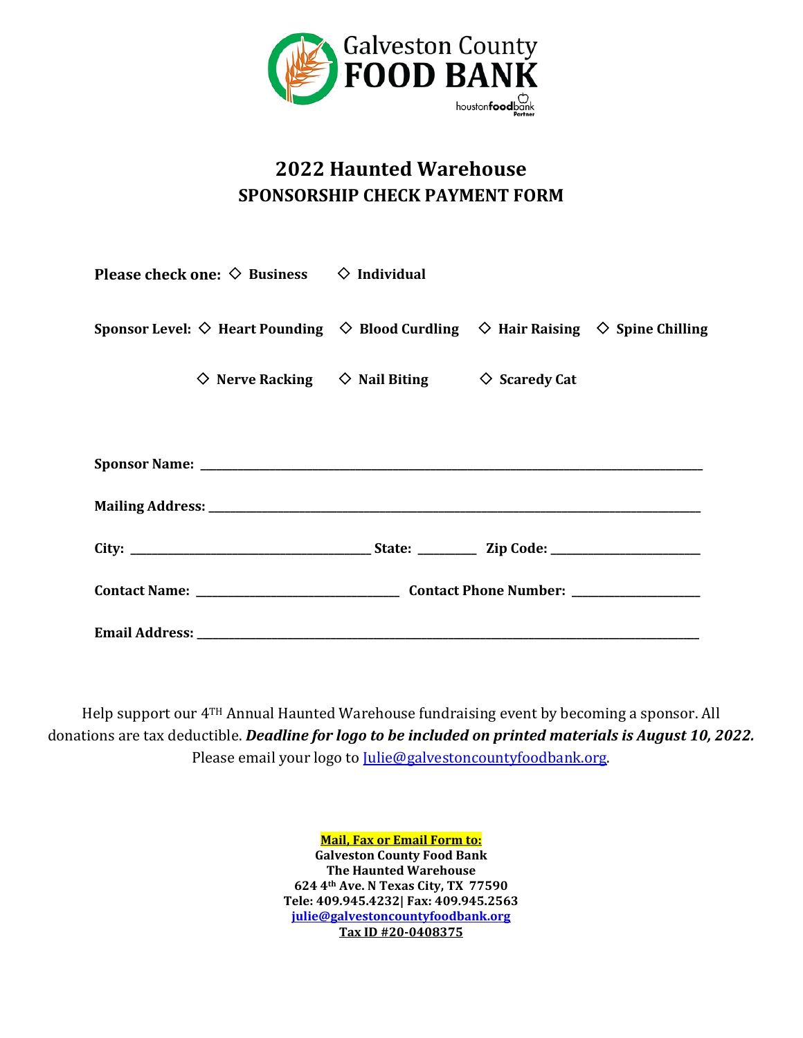Galveston County **FOOD BANK**

houstonfoodbank Partner

## 2022 Haunted Warehouse
### SPONSORSHIP CHECK PAYMENT FORM

**Please check one:** ◇ **Business** ◇ **Individual**

**Sponsor Level:** ◇ **Heart Pounding** ◇ **Blood Curdling** ◇ **Hair Raising** ◇ **Spine Chilling**

◇ **Nerve Racking** ◇ **Nail Biting** ◇ **Scaredy Cat**

**Sponsor Name:** ______________________________________________________________

**Mailing Address:** ____________________________________________________________

**City:** ______________________________ **State:** ________ **Zip Code:** ____________________

**Contact Name:** ___________________________ **Contact Phone Number:** _________________

**Email Address:** _____________________________________________________________

Help support our 4TH Annual Haunted Warehouse fundraising event by becoming a sponsor. All donations are tax deductible. ***Deadline for logo to be included on printed materials is August 10, 2022.*** Please email your logo to [Julie@galvestoncountyfoodbank.org](mailto:Julie@galvestoncountyfoodbank.org).

**Mail, Fax or Email Form to:**
**Galveston County Food Bank**
**The Haunted Warehouse**
**624 4th Ave. N Texas City, TX 77590**
**Tele: 409.945.4232| Fax: 409.945.2563**
**[julie@galvestoncountyfoodbank.org](mailto:julie@galvestoncountyfoodbank.org)**
**Tax ID #20-0408375**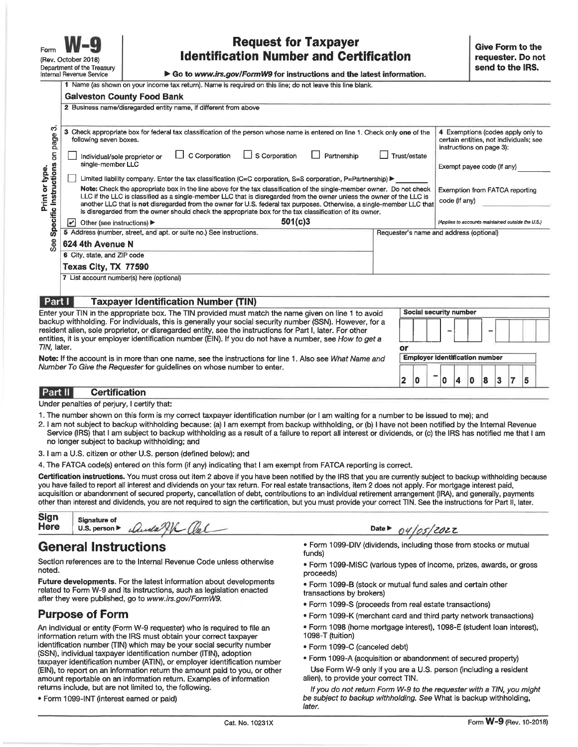Form **W-9**
(Rev. October 2018)
Department of the Treasury
Internal Revenue Service

# Request for Taxpayer Identification Number and Certification

▶ Go to *www.irs.gov/FormW9* for instructions and the latest information.

**Give Form to the requester. Do not send to the IRS.**

Print or type. See Specific Instructions on page 3.

1 Name (as shown on your income tax return). Name is required on this line; do not leave this line blank.

**Galveston County Food Bank**

2 Business name/disregarded entity name, if different from above

3 Check appropriate box for federal tax classification of the person whose name is entered on line 1. Check only **one** of the following seven boxes.

☐ Individual/sole proprietor or single-member LLC ☐ C Corporation ☐ S Corporation ☐ Partnership ☐ Trust/estate

☐ Limited liability company. Enter the tax classification (C=C corporation, S=S corporation, P=Partnership) ▶

**Note:** Check the appropriate box in the line above for the tax classification of the single-member owner. Do not check LLC if the LLC is classified as a single-member LLC that is disregarded from the owner unless the owner of the LLC is another LLC that is **not** disregarded from the owner for U.S. federal tax purposes. Otherwise, a single-member LLC that is disregarded from the owner should check the appropriate box for the tax classification of its owner.

☑ Other (see instructions) ▶ **501(c)3**

4 Exemptions (codes apply only to certain entities, not individuals; see instructions on page 3):

Exempt payee code (if any)

Exemption from FATCA reporting code (if any)

*(Applies to accounts maintained outside the U.S.)*

5 Address (number, street, and apt. or suite no.) See instructions.

**624 4th Avenue N**

Requester's name and address (optional)

6 City, state, and ZIP code

**Texas City, TX 77590**

7 List account number(s) here (optional)

## Part I Taxpayer Identification Number (TIN)

Enter your TIN in the appropriate box. The TIN provided must match the name given on line 1 to avoid backup withholding. For individuals, this is generally your social security number (SSN). However, for a resident alien, sole proprietor, or disregarded entity, see the instructions for Part I, later. For other entities, it is your employer identification number (EIN). If you do not have a number, see *How to get a TIN,* later.

**Note:** If the account is in more than one name, see the instructions for line 1. Also see *What Name and Number To Give the Requester* for guidelines on whose number to enter.

**Social security number**

– –

or

**Employer identification number**

20 – 0408375

## Part II Certification

Under penalties of perjury, I certify that:

1. The number shown on this form is my correct taxpayer identification number (or I am waiting for a number to be issued to me); and
2. I am not subject to backup withholding because: (a) I am exempt from backup withholding, or (b) I have not been notified by the Internal Revenue Service (IRS) that I am subject to backup withholding as a result of a failure to report all interest or dividends, or (c) the IRS has notified me that I am no longer subject to backup withholding; and
3. I am a U.S. citizen or other U.S. person (defined below); and
4. The FATCA code(s) entered on this form (if any) indicating that I am exempt from FATCA reporting is correct.

**Certification instructions.** You must cross out item 2 above if you have been notified by the IRS that you are currently subject to backup withholding because you have failed to report all interest and dividends on your tax return. For real estate transactions, item 2 does not apply. For mortgage interest paid, acquisition or abandonment of secured property, cancellation of debt, contributions to an individual retirement arrangement (IRA), and generally, payments other than interest and dividends, you are not required to sign the certification, but you must provide your correct TIN. See the instructions for Part II, later.

**Sign Here** Signature of U.S. person ▶ [signature] Date ▶ 04/05/2022

# General Instructions

Section references are to the Internal Revenue Code unless otherwise noted.

**Future developments.** For the latest information about developments related to Form W-9 and its instructions, such as legislation enacted after they were published, go to *www.irs.gov/FormW9.*

# Purpose of Form

An individual or entity (Form W-9 requester) who is required to file an information return with the IRS must obtain your correct taxpayer identification number (TIN) which may be your social security number (SSN), individual taxpayer identification number (ITIN), adoption taxpayer identification number (ATIN), or employer identification number (EIN), to report on an information return the amount paid to you, or other amount reportable on an information return. Examples of information returns include, but are not limited to, the following.

- Form 1099-INT (interest earned or paid)
- Form 1099-DIV (dividends, including those from stocks or mutual funds)
- Form 1099-MISC (various types of income, prizes, awards, or gross proceeds)
- Form 1099-B (stock or mutual fund sales and certain other transactions by brokers)
- Form 1099-S (proceeds from real estate transactions)
- Form 1099-K (merchant card and third party network transactions)
- Form 1098 (home mortgage interest), 1098-E (student loan interest), 1098-T (tuition)
- Form 1099-C (canceled debt)
- Form 1099-A (acquisition or abandonment of secured property)

Use Form W-9 only if you are a U.S. person (including a resident alien), to provide your correct TIN.

*If you do not return Form W-9 to the requester with a TIN, you might be subject to backup withholding. See* What is backup withholding, *later.*

Cat. No. 10231X Form **W-9** (Rev. 10-2018)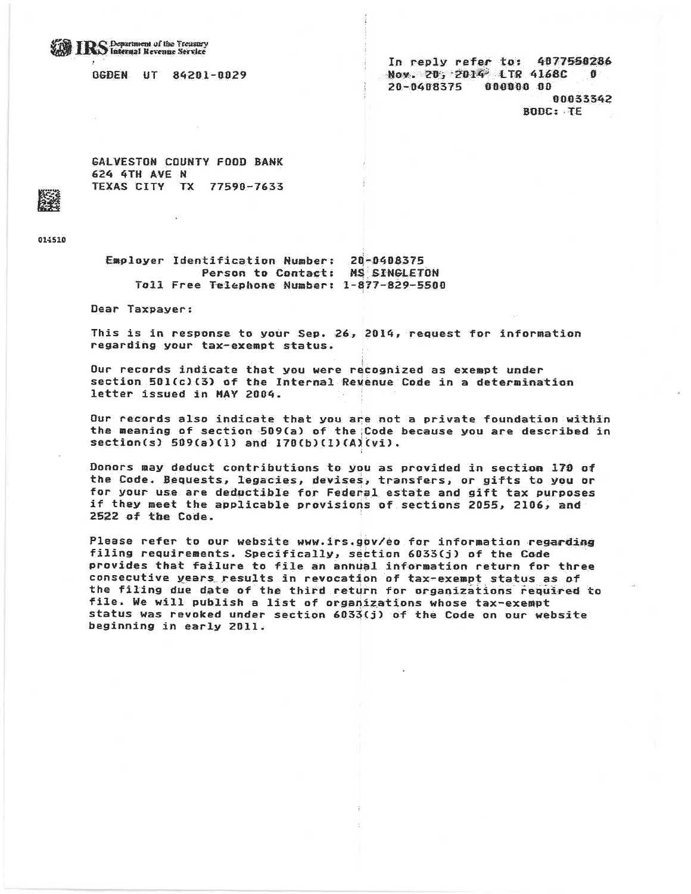IRS Department of the Treasury Internal Revenue Service

OGDEN UT 84201-0029

In reply refer to: 4077550286
Nov. 20, 2014 LTR 4168C 0
20-0408375 000000 00
00033342
BODC: TE

GALVESTON COUNTY FOOD BANK
624 4TH AVE N
TEXAS CITY TX 77590-7633

014510

Employer Identification Number: 20-0408375
Person to Contact: MS SINGLETON
Toll Free Telephone Number: 1-877-829-5500

Dear Taxpayer:

This is in response to your Sep. 26, 2014, request for information regarding your tax-exempt status.

Our records indicate that you were recognized as exempt under section 501(c)(3) of the Internal Revenue Code in a determination letter issued in MAY 2004.

Our records also indicate that you are not a private foundation within the meaning of section 509(a) of the Code because you are described in section(s) 509(a)(1) and 170(b)(1)(A)(vi).

Donors may deduct contributions to you as provided in section 170 of the Code. Bequests, legacies, devises, transfers, or gifts to you or for your use are deductible for Federal estate and gift tax purposes if they meet the applicable provisions of sections 2055, 2106, and 2522 of the Code.

Please refer to our website www.irs.gov/eo for information regarding filing requirements. Specifically, section 6033(j) of the Code provides that failure to file an annual information return for three consecutive years results in revocation of tax-exempt status as of the filing due date of the third return for organizations required to file. We will publish a list of organizations whose tax-exempt status was revoked under section 6033(j) of the Code on our website beginning in early 2011.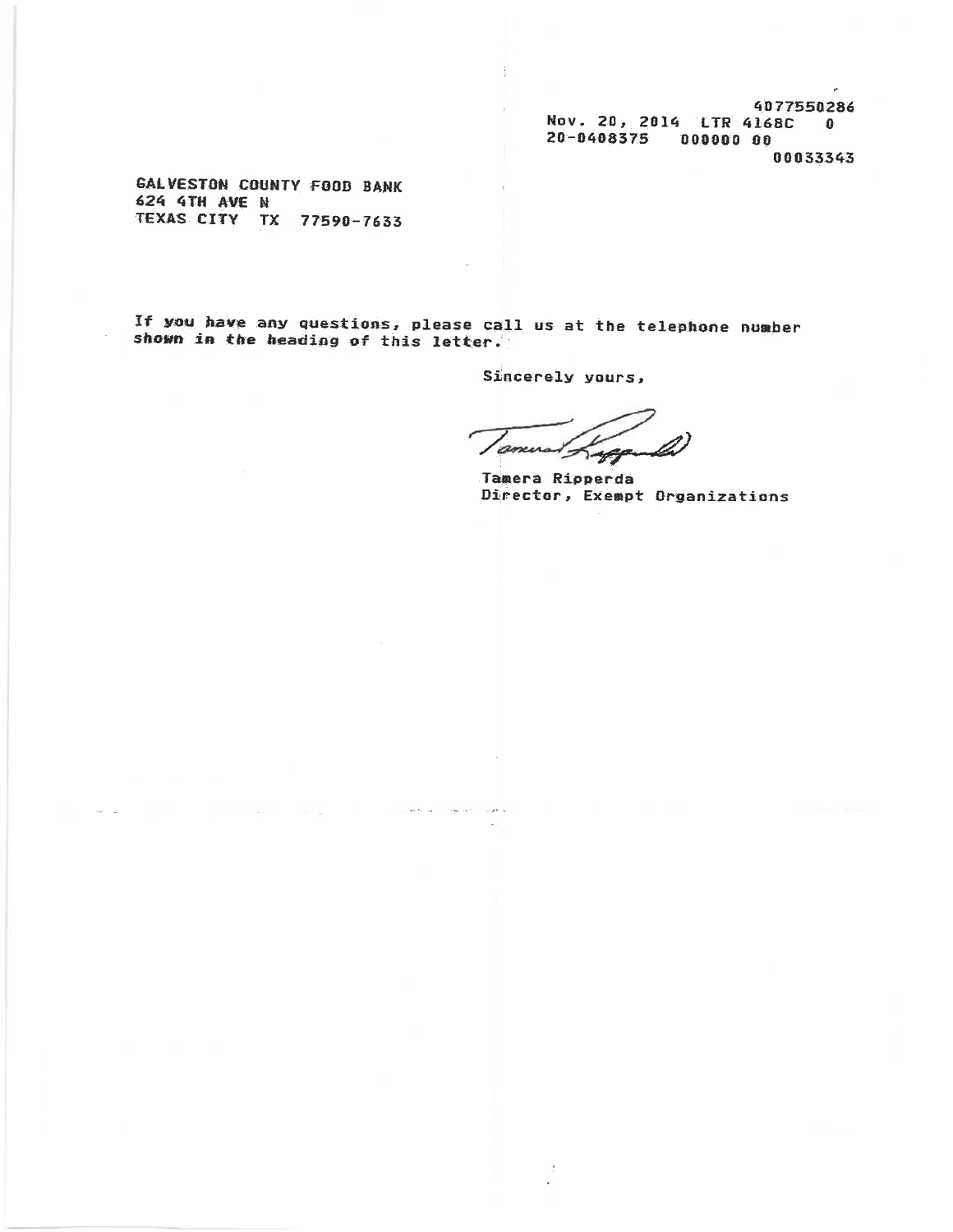4077550286
Nov. 20, 2014 LTR 4168C 0
20-0408375 000000 00
00033343

GALVESTON COUNTY FOOD BANK
624 4TH AVE N
TEXAS CITY TX 77590-7633

If you have any questions, please call us at the telephone number shown in the heading of this letter.

Sincerely yours,

Tamera Ripperda
Director, Exempt Organizations